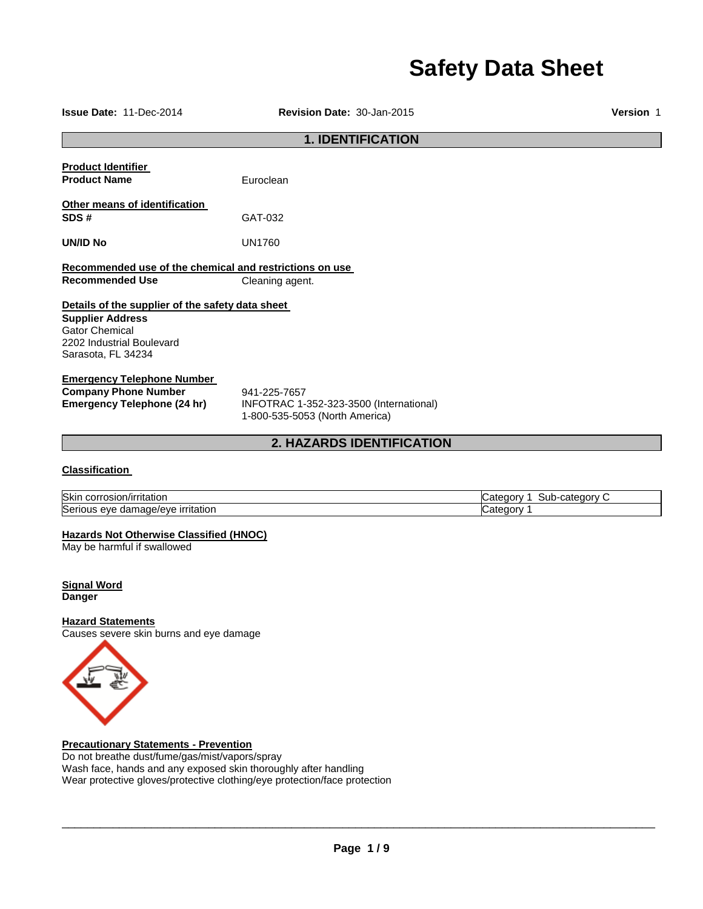# Safety Data Sheet

**Issue Date:** 11-Dec-2014 **Revision Date:** 30-Jan-2015 **Version** 1

## 1. IDENTIFICATION

**Product Identifier**

**Product Name** Euroclean

**Other means of identification**

**SDS #** GAT-032

**UN/ID No** UN1760

**Recommended use of the chemical and restrictions on use**

**Recommended Use** Cleaning agent.

**Details of the supplier of the safety data sheet**

**Supplier Address**
Gator Chemical
2202 Industrial Boulevard
Sarasota, FL 34234

**Emergency Telephone Number**

**Company Phone Number** 941-225-7657

**Emergency Telephone (24 hr)** INFOTRAC 1-352-323-3500 (International)
1-800-535-5053 (North America)

## 2. HAZARDS IDENTIFICATION

**Classification**

| | |
|---|---|
| Skin corrosion/irritation | Category 1 Sub-category C |
| Serious eye damage/eye irritation | Category 1 |

**Hazards Not Otherwise Classified (HNOC)**
May be harmful if swallowed

**Signal Word**
**Danger**

**Hazard Statements**
Causes severe skin burns and eye damage

**Precautionary Statements - Prevention**
Do not breathe dust/fume/gas/mist/vapors/spray
Wash face, hands and any exposed skin thoroughly after handling
Wear protective gloves/protective clothing/eye protection/face protection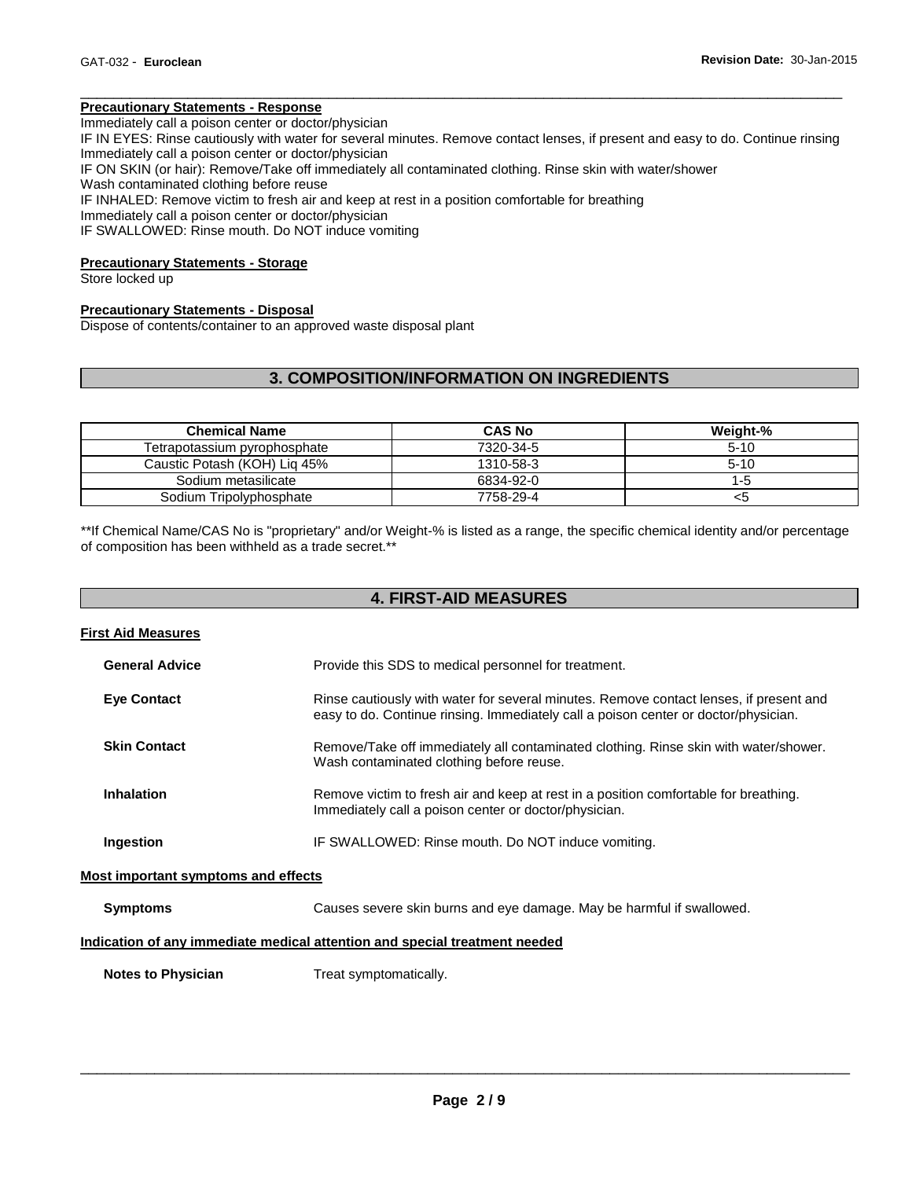**Precautionary Statements - Response**

Immediately call a poison center or doctor/physician
IF IN EYES: Rinse cautiously with water for several minutes. Remove contact lenses, if present and easy to do. Continue rinsing
Immediately call a poison center or doctor/physician
IF ON SKIN (or hair): Remove/Take off immediately all contaminated clothing. Rinse skin with water/shower
Wash contaminated clothing before reuse
IF INHALED: Remove victim to fresh air and keep at rest in a position comfortable for breathing
Immediately call a poison center or doctor/physician
IF SWALLOWED: Rinse mouth. Do NOT induce vomiting

**Precautionary Statements - Storage**

Store locked up

**Precautionary Statements - Disposal**

Dispose of contents/container to an approved waste disposal plant

## 3. COMPOSITION/INFORMATION ON INGREDIENTS

| Chemical Name | CAS No | Weight-% |
|---|---|---|
| Tetrapotassium pyrophosphate | 7320-34-5 | 5-10 |
| Caustic Potash (KOH) Liq 45% | 1310-58-3 | 5-10 |
| Sodium metasilicate | 6834-92-0 | 1-5 |
| Sodium Tripolyphosphate | 7758-29-4 | <5 |

**If Chemical Name/CAS No is "proprietary" and/or Weight-% is listed as a range, the specific chemical identity and/or percentage of composition has been withheld as a trade secret.**

## 4. FIRST-AID MEASURES

**First Aid Measures**

**General Advice** Provide this SDS to medical personnel for treatment.

**Eye Contact** Rinse cautiously with water for several minutes. Remove contact lenses, if present and easy to do. Continue rinsing. Immediately call a poison center or doctor/physician.

**Skin Contact** Remove/Take off immediately all contaminated clothing. Rinse skin with water/shower. Wash contaminated clothing before reuse.

**Inhalation** Remove victim to fresh air and keep at rest in a position comfortable for breathing. Immediately call a poison center or doctor/physician.

**Ingestion** IF SWALLOWED: Rinse mouth. Do NOT induce vomiting.

**Most important symptoms and effects**

**Symptoms** Causes severe skin burns and eye damage. May be harmful if swallowed.

**Indication of any immediate medical attention and special treatment needed**

**Notes to Physician** Treat symptomatically.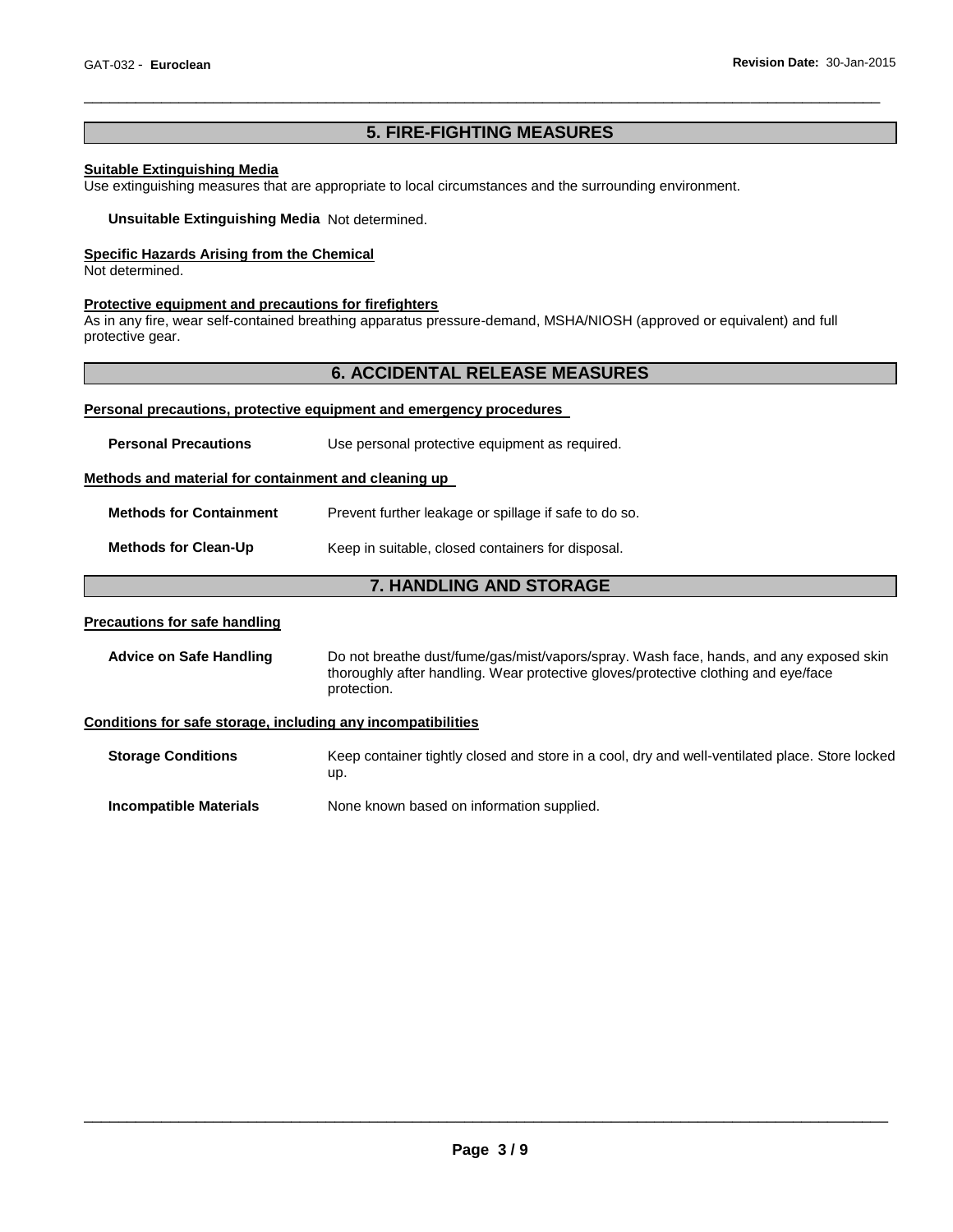## 5. FIRE-FIGHTING MEASURES

**Suitable Extinguishing Media**

Use extinguishing measures that are appropriate to local circumstances and the surrounding environment.

**Unsuitable Extinguishing Media** Not determined.

**Specific Hazards Arising from the Chemical**

Not determined.

**Protective equipment and precautions for firefighters**

As in any fire, wear self-contained breathing apparatus pressure-demand, MSHA/NIOSH (approved or equivalent) and full protective gear.

## 6. ACCIDENTAL RELEASE MEASURES

**Personal precautions, protective equipment and emergency procedures**

**Personal Precautions** Use personal protective equipment as required.

**Methods and material for containment and cleaning up**

**Methods for Containment** Prevent further leakage or spillage if safe to do so.

**Methods for Clean-Up** Keep in suitable, closed containers for disposal.

## 7. HANDLING AND STORAGE

**Precautions for safe handling**

**Advice on Safe Handling** Do not breathe dust/fume/gas/mist/vapors/spray. Wash face, hands, and any exposed skin thoroughly after handling. Wear protective gloves/protective clothing and eye/face protection.

**Conditions for safe storage, including any incompatibilities**

**Storage Conditions** Keep container tightly closed and store in a cool, dry and well-ventilated place. Store locked up.

**Incompatible Materials** None known based on information supplied.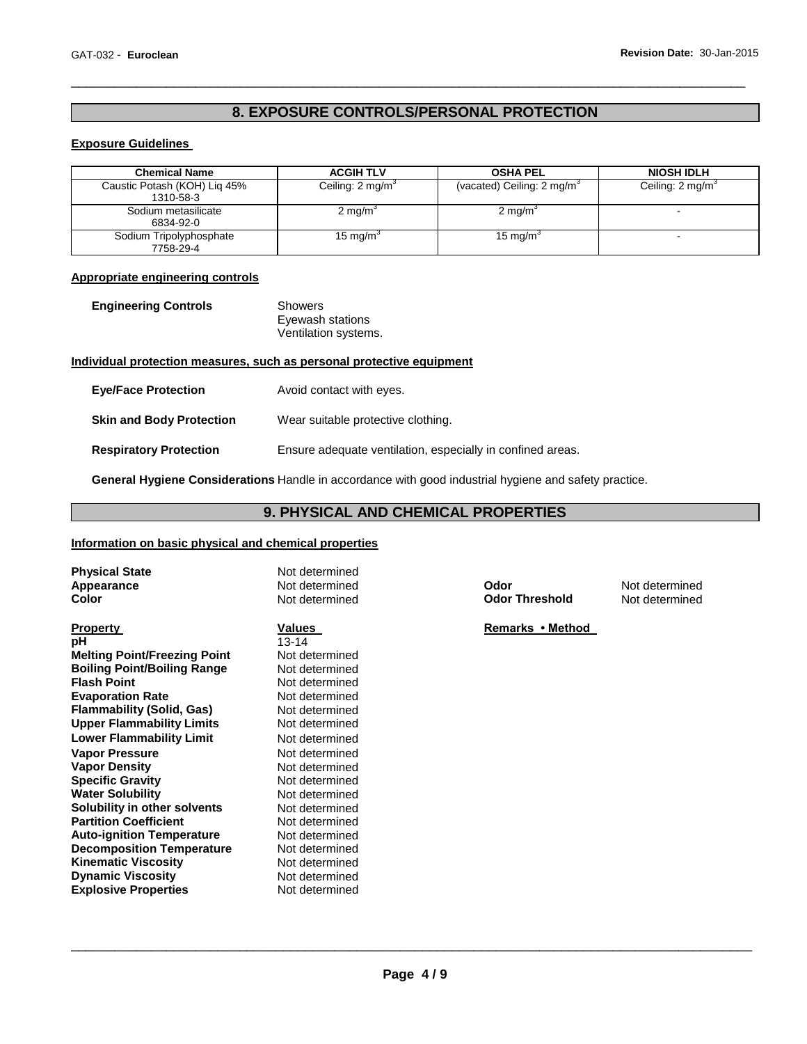## 8. EXPOSURE CONTROLS/PERSONAL PROTECTION

### Exposure Guidelines

| Chemical Name | ACGIH TLV | OSHA PEL | NIOSH IDLH |
|---|---|---|---|
| Caustic Potash (KOH) Liq 45%<br>1310-58-3 | Ceiling: 2 mg/m$^3$ | (vacated) Ceiling: 2 mg/m$^3$ | Ceiling: 2 mg/m$^3$ |
| Sodium metasilicate<br>6834-92-0 | 2 mg/m$^3$ | 2 mg/m$^3$ | - |
| Sodium Tripolyphosphate<br>7758-29-4 | 15 mg/m$^3$ | 15 mg/m$^3$ | - |

### Appropriate engineering controls

**Engineering Controls** Showers
Eyewash stations
Ventilation systems.

### Individual protection measures, such as personal protective equipment

**Eye/Face Protection** Avoid contact with eyes.

**Skin and Body Protection** Wear suitable protective clothing.

**Respiratory Protection** Ensure adequate ventilation, especially in confined areas.

**General Hygiene Considerations** Handle in accordance with good industrial hygiene and safety practice.

## 9. PHYSICAL AND CHEMICAL PROPERTIES

### Information on basic physical and chemical properties

**Physical State** Not determined
**Appearance** Not determined
**Color** Not determined
**Odor** Not determined
**Odor Threshold** Not determined

| Property | Values | Remarks • Method |
|---|---|---|
| **pH** | 13-14 | |
| **Melting Point/Freezing Point** | Not determined | |
| **Boiling Point/Boiling Range** | Not determined | |
| **Flash Point** | Not determined | |
| **Evaporation Rate** | Not determined | |
| **Flammability (Solid, Gas)** | Not determined | |
| **Upper Flammability Limits** | Not determined | |
| **Lower Flammability Limit** | Not determined | |
| **Vapor Pressure** | Not determined | |
| **Vapor Density** | Not determined | |
| **Specific Gravity** | Not determined | |
| **Water Solubility** | Not determined | |
| **Solubility in other solvents** | Not determined | |
| **Partition Coefficient** | Not determined | |
| **Auto-ignition Temperature** | Not determined | |
| **Decomposition Temperature** | Not determined | |
| **Kinematic Viscosity** | Not determined | |
| **Dynamic Viscosity** | Not determined | |
| **Explosive Properties** | Not determined | |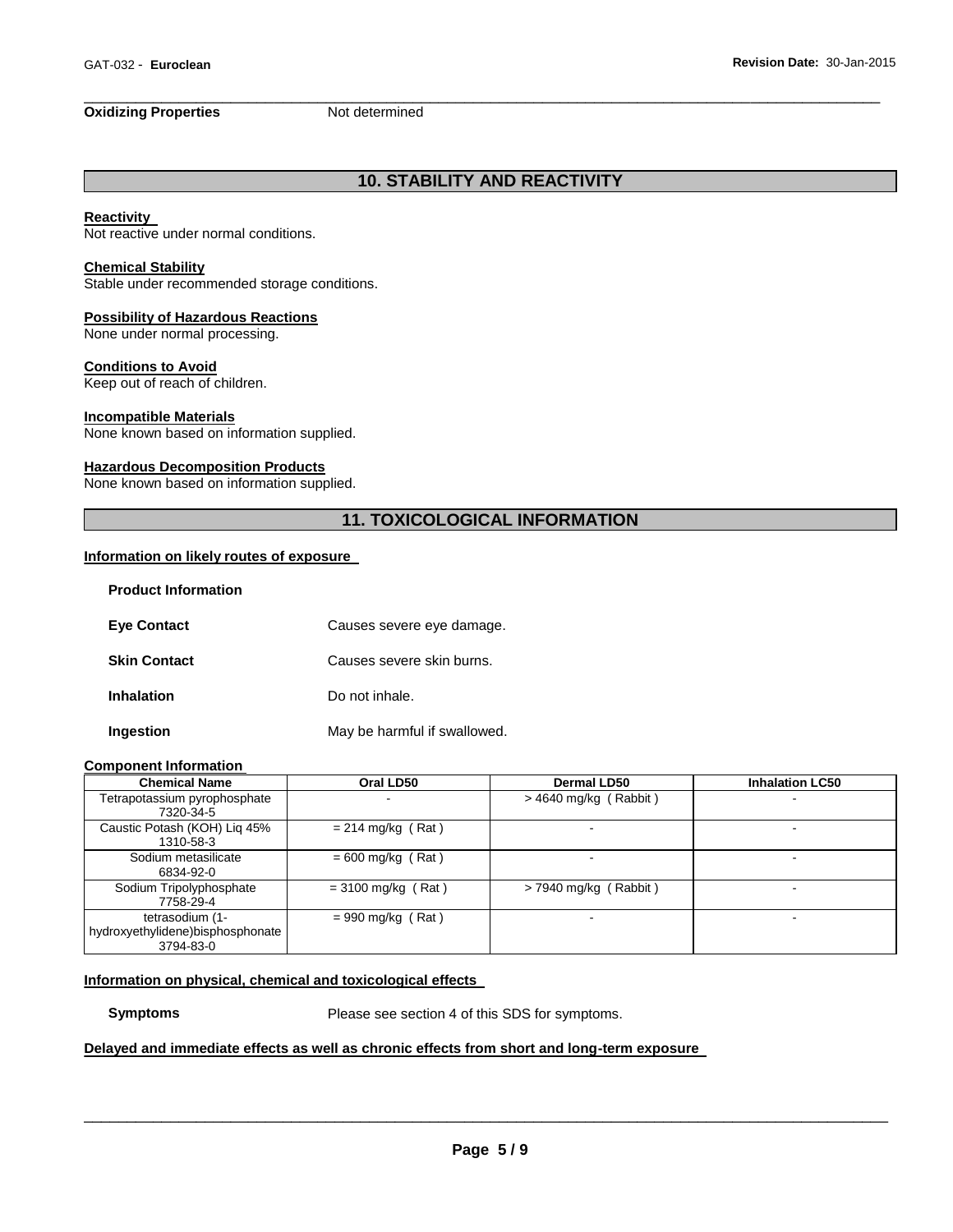**Oxidizing Properties** Not determined

## 10. STABILITY AND REACTIVITY

**Reactivity**
Not reactive under normal conditions.

**Chemical Stability**
Stable under recommended storage conditions.

**Possibility of Hazardous Reactions**
None under normal processing.

**Conditions to Avoid**
Keep out of reach of children.

**Incompatible Materials**
None known based on information supplied.

**Hazardous Decomposition Products**
None known based on information supplied.

## 11. TOXICOLOGICAL INFORMATION

**Information on likely routes of exposure**

**Product Information**

**Eye Contact** Causes severe eye damage.

**Skin Contact** Causes severe skin burns.

**Inhalation** Do not inhale.

**Ingestion** May be harmful if swallowed.

**Component Information**

| Chemical Name | Oral LD50 | Dermal LD50 | Inhalation LC50 |
|---|---|---|---|
| Tetrapotassium pyrophosphate 7320-34-5 | - | > 4640 mg/kg ( Rabbit ) | - |
| Caustic Potash (KOH) Liq 45% 1310-58-3 | = 214 mg/kg ( Rat ) | - | - |
| Sodium metasilicate 6834-92-0 | = 600 mg/kg ( Rat ) | - | - |
| Sodium Tripolyphosphate 7758-29-4 | = 3100 mg/kg ( Rat ) | > 7940 mg/kg ( Rabbit ) | - |
| tetrasodium (1-hydroxyethylidene)bisphosphonate 3794-83-0 | = 990 mg/kg ( Rat ) | - | - |

**Information on physical, chemical and toxicological effects**

**Symptoms** Please see section 4 of this SDS for symptoms.

**Delayed and immediate effects as well as chronic effects from short and long-term exposure**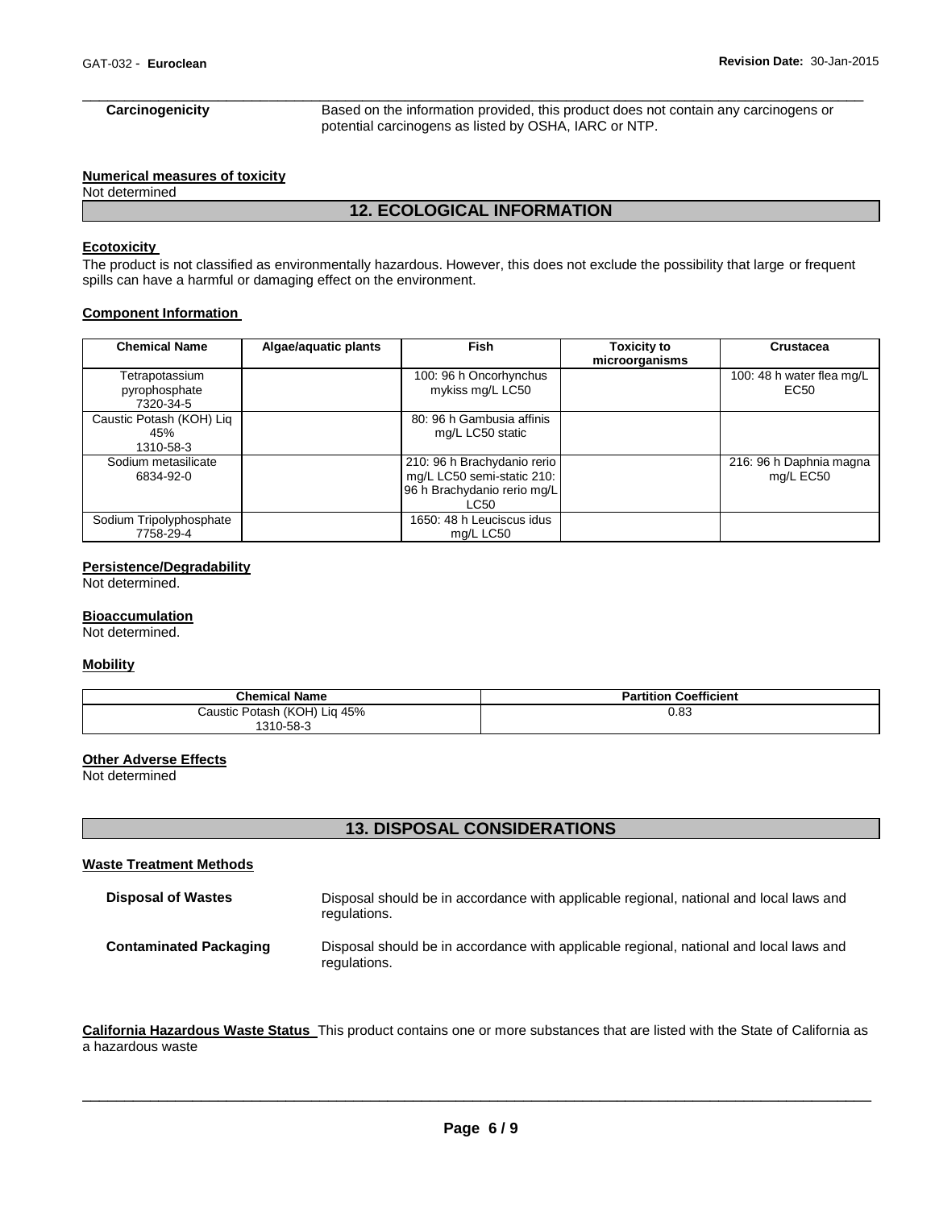**Carcinogenicity** Based on the information provided, this product does not contain any carcinogens or potential carcinogens as listed by OSHA, IARC or NTP.

**Numerical measures of toxicity**

Not determined

## 12. ECOLOGICAL INFORMATION

**Ecotoxicity**

The product is not classified as environmentally hazardous. However, this does not exclude the possibility that large or frequent spills can have a harmful or damaging effect on the environment.

**Component Information**

| Chemical Name | Algae/aquatic plants | Fish | Toxicity to microorganisms | Crustacea |
|---|---|---|---|---|
| Tetrapotassium pyrophosphate 7320-34-5 | | 100: 96 h Oncorhynchus mykiss mg/L LC50 | | 100: 48 h water flea mg/L EC50 |
| Caustic Potash (KOH) Liq 45% 1310-58-3 | | 80: 96 h Gambusia affinis mg/L LC50 static | | |
| Sodium metasilicate 6834-92-0 | | 210: 96 h Brachydanio rerio mg/L LC50 semi-static 210: 96 h Brachydanio rerio mg/L LC50 | | 216: 96 h Daphnia magna mg/L EC50 |
| Sodium Tripolyphosphate 7758-29-4 | | 1650: 48 h Leuciscus idus mg/L LC50 | | |

**Persistence/Degradability**

Not determined.

**Bioaccumulation**

Not determined.

**Mobility**

| Chemical Name | Partition Coefficient |
|---|---|
| Caustic Potash (KOH) Liq 45% 1310-58-3 | 0.83 |

**Other Adverse Effects**

Not determined

## 13. DISPOSAL CONSIDERATIONS

**Waste Treatment Methods**

**Disposal of Wastes** Disposal should be in accordance with applicable regional, national and local laws and regulations.

**Contaminated Packaging** Disposal should be in accordance with applicable regional, national and local laws and regulations.

**California Hazardous Waste Status** This product contains one or more substances that are listed with the State of California as a hazardous waste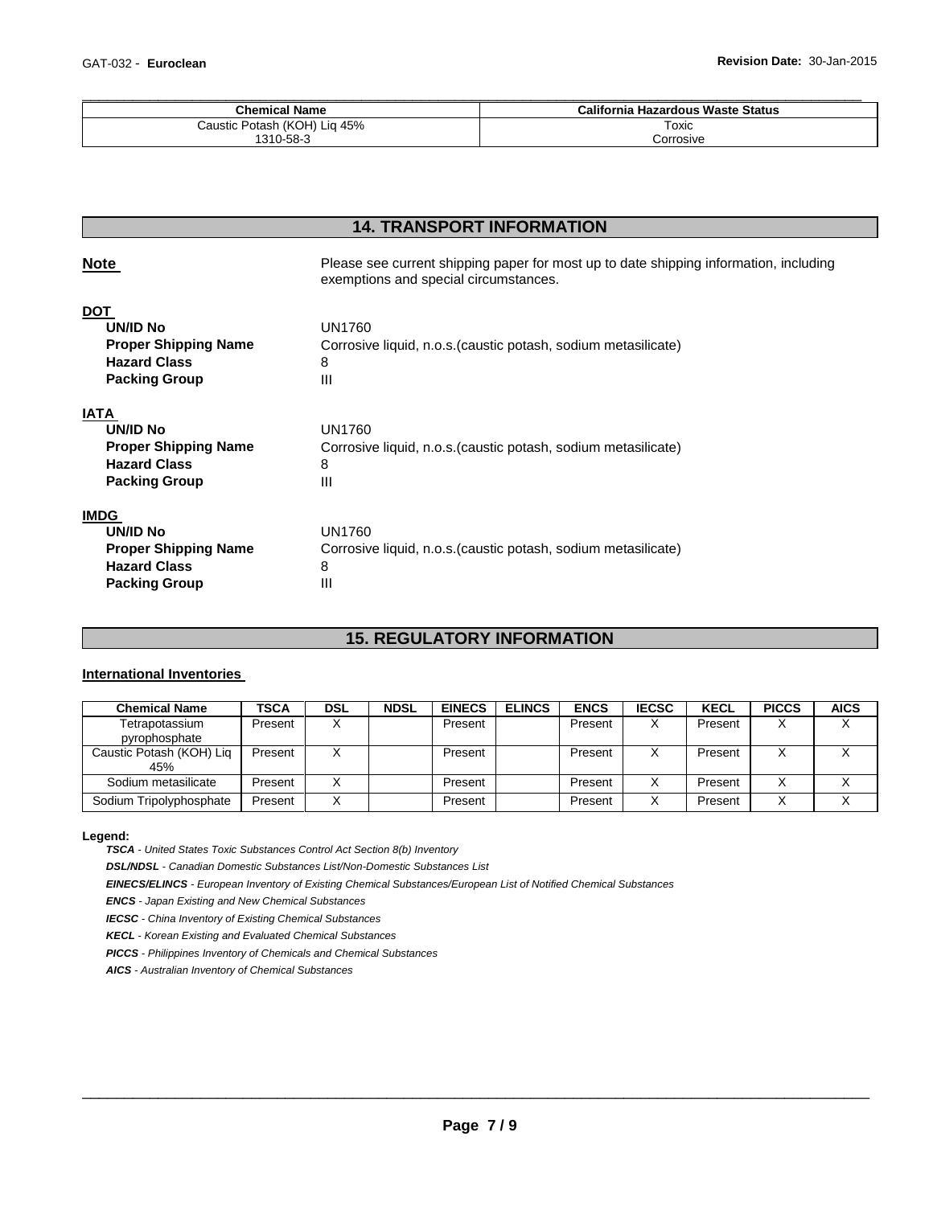| Chemical Name | California Hazardous Waste Status |
|---|---|
| Caustic Potash (KOH) Liq 45%<br>1310-58-3 | Toxic<br>Corrosive |

## 14. TRANSPORT INFORMATION

**Note** Please see current shipping paper for most up to date shipping information, including exemptions and special circumstances.

**DOT**

| | |
|---|---|
| **UN/ID No** | UN1760 |
| **Proper Shipping Name** | Corrosive liquid, n.o.s.(caustic potash, sodium metasilicate) |
| **Hazard Class** | 8 |
| **Packing Group** | III |

**IATA**

| | |
|---|---|
| **UN/ID No** | UN1760 |
| **Proper Shipping Name** | Corrosive liquid, n.o.s.(caustic potash, sodium metasilicate) |
| **Hazard Class** | 8 |
| **Packing Group** | III |

**IMDG**

| | |
|---|---|
| **UN/ID No** | UN1760 |
| **Proper Shipping Name** | Corrosive liquid, n.o.s.(caustic potash, sodium metasilicate) |
| **Hazard Class** | 8 |
| **Packing Group** | III |

## 15. REGULATORY INFORMATION

**International Inventories**

| Chemical Name | TSCA | DSL | NDSL | EINECS | ELINCS | ENCS | IECSC | KECL | PICCS | AICS |
|---|---|---|---|---|---|---|---|---|---|---|
| Tetrapotassium pyrophosphate | Present | X | | Present | | Present | X | Present | X | X |
| Caustic Potash (KOH) Liq 45% | Present | X | | Present | | Present | X | Present | X | X |
| Sodium metasilicate | Present | X | | Present | | Present | X | Present | X | X |
| Sodium Tripolyphosphate | Present | X | | Present | | Present | X | Present | X | X |

**Legend:**

***TSCA*** *- United States Toxic Substances Control Act Section 8(b) Inventory*

***DSL/NDSL*** *- Canadian Domestic Substances List/Non-Domestic Substances List*

***EINECS/ELINCS*** *- European Inventory of Existing Chemical Substances/European List of Notified Chemical Substances*

***ENCS*** *- Japan Existing and New Chemical Substances*

***IECSC*** *- China Inventory of Existing Chemical Substances*

***KECL*** *- Korean Existing and Evaluated Chemical Substances*

***PICCS*** *- Philippines Inventory of Chemicals and Chemical Substances*

***AICS*** *- Australian Inventory of Chemical Substances*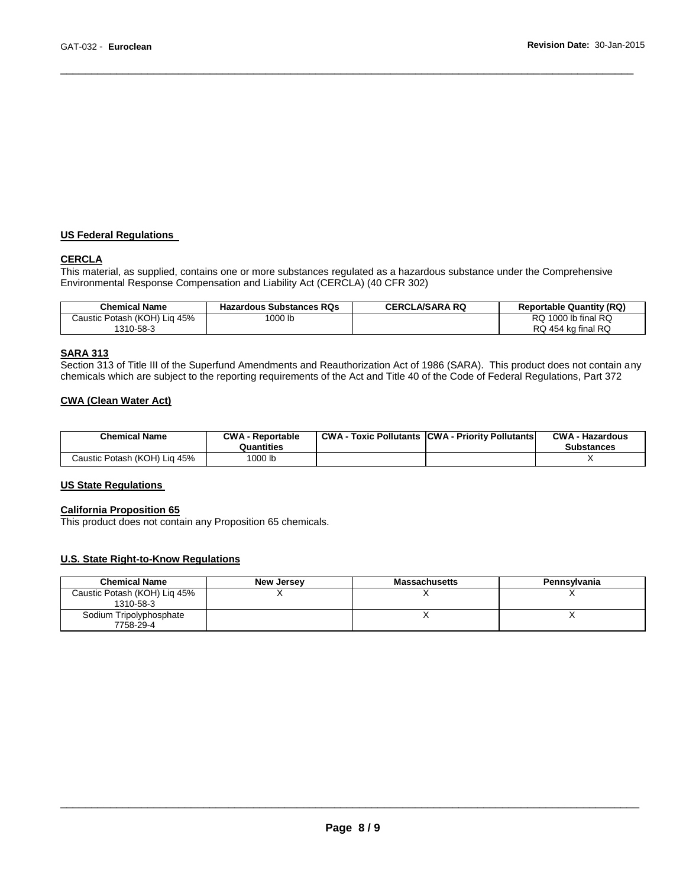## US Federal Regulations

### CERCLA

This material, as supplied, contains one or more substances regulated as a hazardous substance under the Comprehensive Environmental Response Compensation and Liability Act (CERCLA) (40 CFR 302)

| Chemical Name | Hazardous Substances RQs | CERCLA/SARA RQ | Reportable Quantity (RQ) |
|---|---|---|---|
| Caustic Potash (KOH) Liq 45%<br>1310-58-3 | 1000 lb | | RQ 1000 lb final RQ<br>RQ 454 kg final RQ |

### SARA 313

Section 313 of Title III of the Superfund Amendments and Reauthorization Act of 1986 (SARA). This product does not contain any chemicals which are subject to the reporting requirements of the Act and Title 40 of the Code of Federal Regulations, Part 372

### CWA (Clean Water Act)

| Chemical Name | CWA - Reportable Quantities | CWA - Toxic Pollutants | CWA - Priority Pollutants | CWA - Hazardous Substances |
|---|---|---|---|---|
| Caustic Potash (KOH) Liq 45% | 1000 lb | | | X |

## US State Regulations

### California Proposition 65

This product does not contain any Proposition 65 chemicals.

### U.S. State Right-to-Know Regulations

| Chemical Name | New Jersey | Massachusetts | Pennsylvania |
|---|---|---|---|
| Caustic Potash (KOH) Liq 45%<br>1310-58-3 | X | X | X |
| Sodium Tripolyphosphate<br>7758-29-4 | | X | X |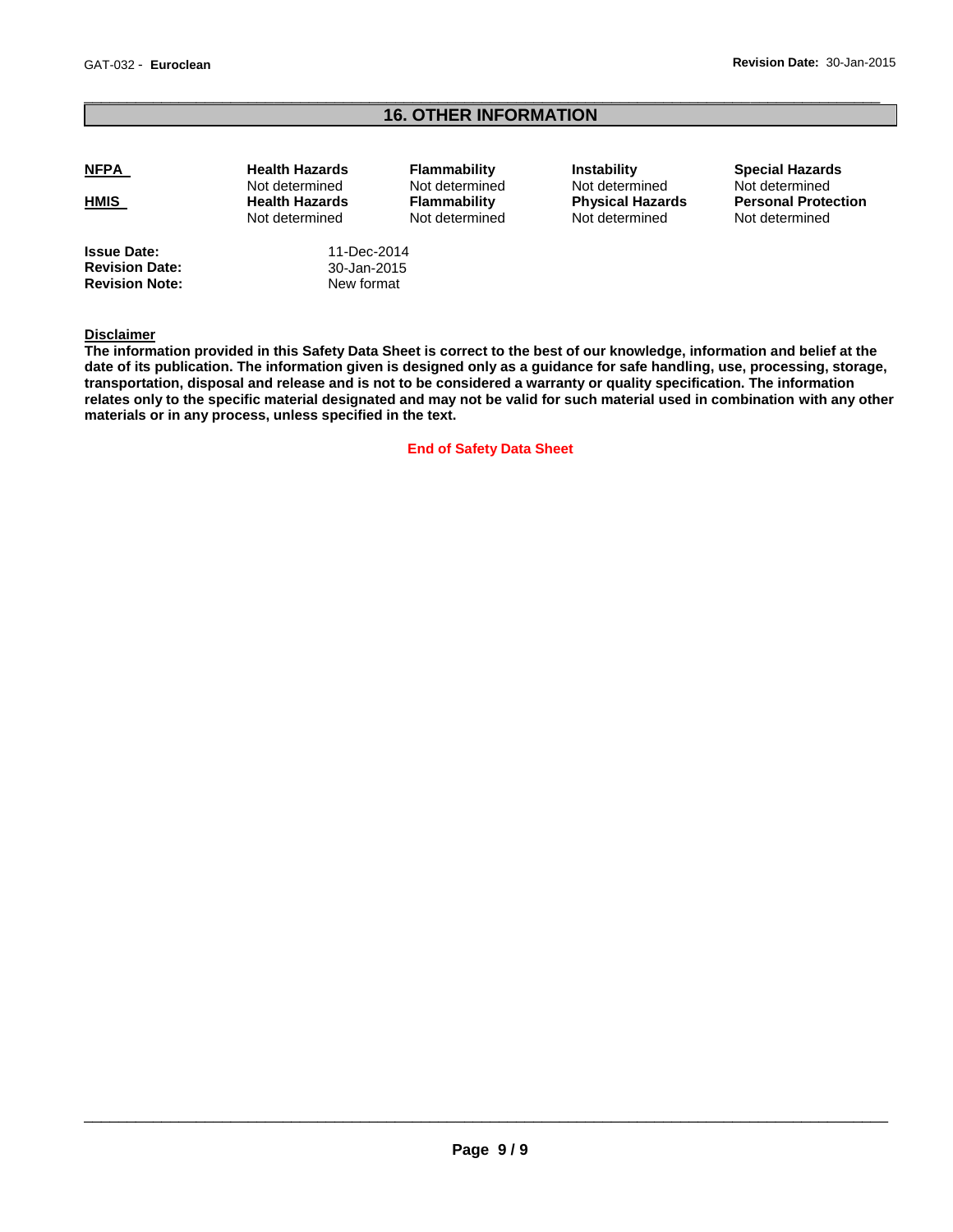## 16. OTHER INFORMATION

| | | | | |
|---|---|---|---|---|
| **NFPA** | **Health Hazards** | **Flammability** | **Instability** | **Special Hazards** |
| | Not determined | Not determined | Not determined | Not determined |
| **HMIS** | **Health Hazards** | **Flammability** | **Physical Hazards** | **Personal Protection** |
| | Not determined | Not determined | Not determined | Not determined |

**Issue Date:** 11-Dec-2014
**Revision Date:** 30-Jan-2015
**Revision Note:** New format

**Disclaimer**

**The information provided in this Safety Data Sheet is correct to the best of our knowledge, information and belief at the date of its publication. The information given is designed only as a guidance for safe handling, use, processing, storage, transportation, disposal and release and is not to be considered a warranty or quality specification. The information relates only to the specific material designated and may not be valid for such material used in combination with any other materials or in any process, unless specified in the text.**

**End of Safety Data Sheet**